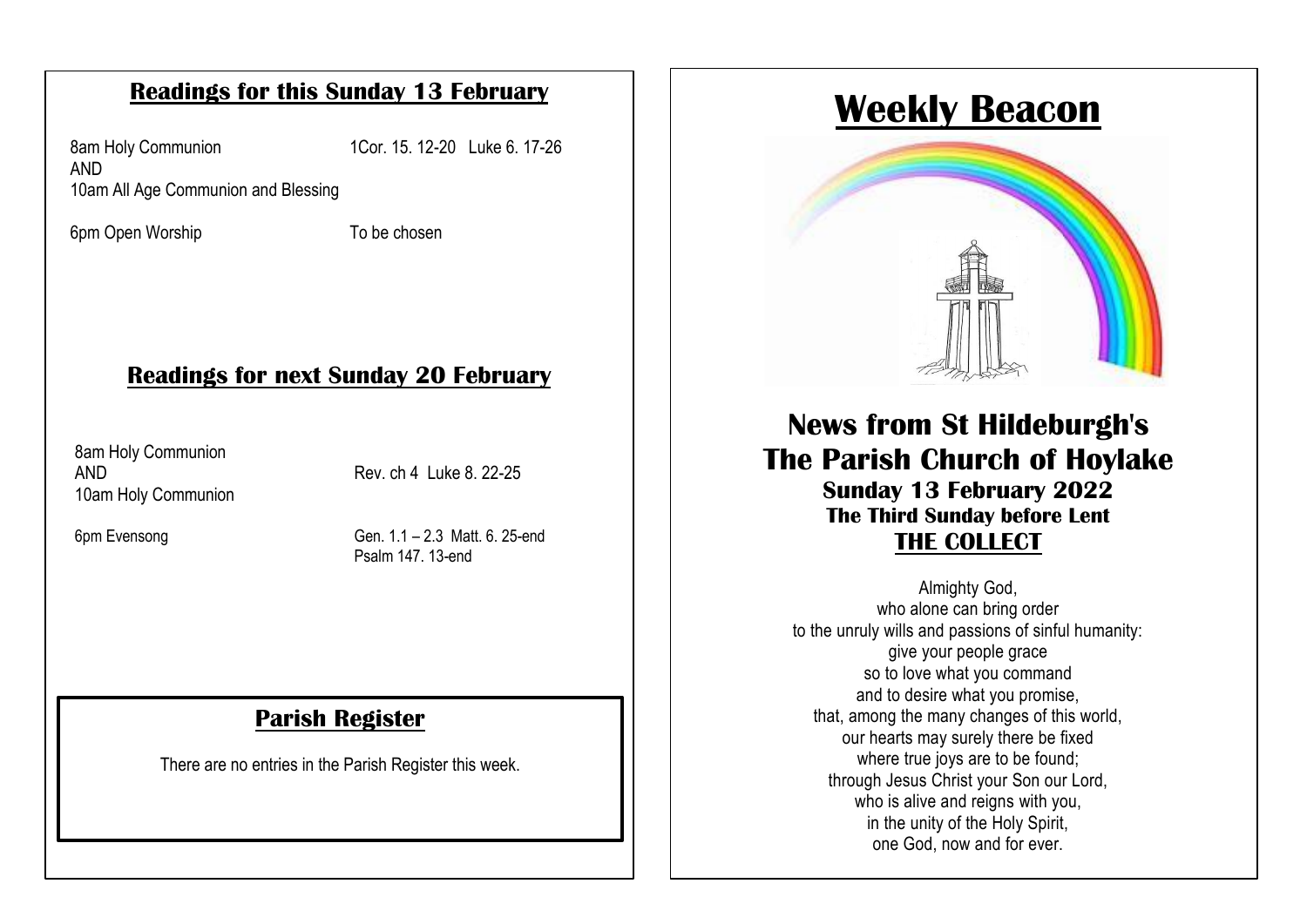## Readings for this Sunday 13 February

| | |
|---|---|
| 8am Holy Communion AND 10am All Age Communion and Blessing | 1Cor. 15. 12-20 Luke 6. 17-26 |
| 6pm Open Worship | To be chosen |

## Readings for next Sunday 20 February

| | |
|---|---|
| 8am Holy Communion AND 10am Holy Communion | Rev. ch 4 Luke 8. 22-25 |
| 6pm Evensong | Gen. 1.1 – 2.3 Matt. 6. 25-end Psalm 147. 13-end |

## Parish Register

There are no entries in the Parish Register this week.

# Weekly Beacon

## News from St Hildeburgh's The Parish Church of Hoylake

### Sunday 13 February 2022

### The Third Sunday before Lent

### THE COLLECT

Almighty God,
who alone can bring order
to the unruly wills and passions of sinful humanity:
give your people grace
so to love what you command
and to desire what you promise,
that, among the many changes of this world,
our hearts may surely there be fixed
where true joys are to be found;
through Jesus Christ your Son our Lord,
who is alive and reigns with you,
in the unity of the Holy Spirit,
one God, now and for ever.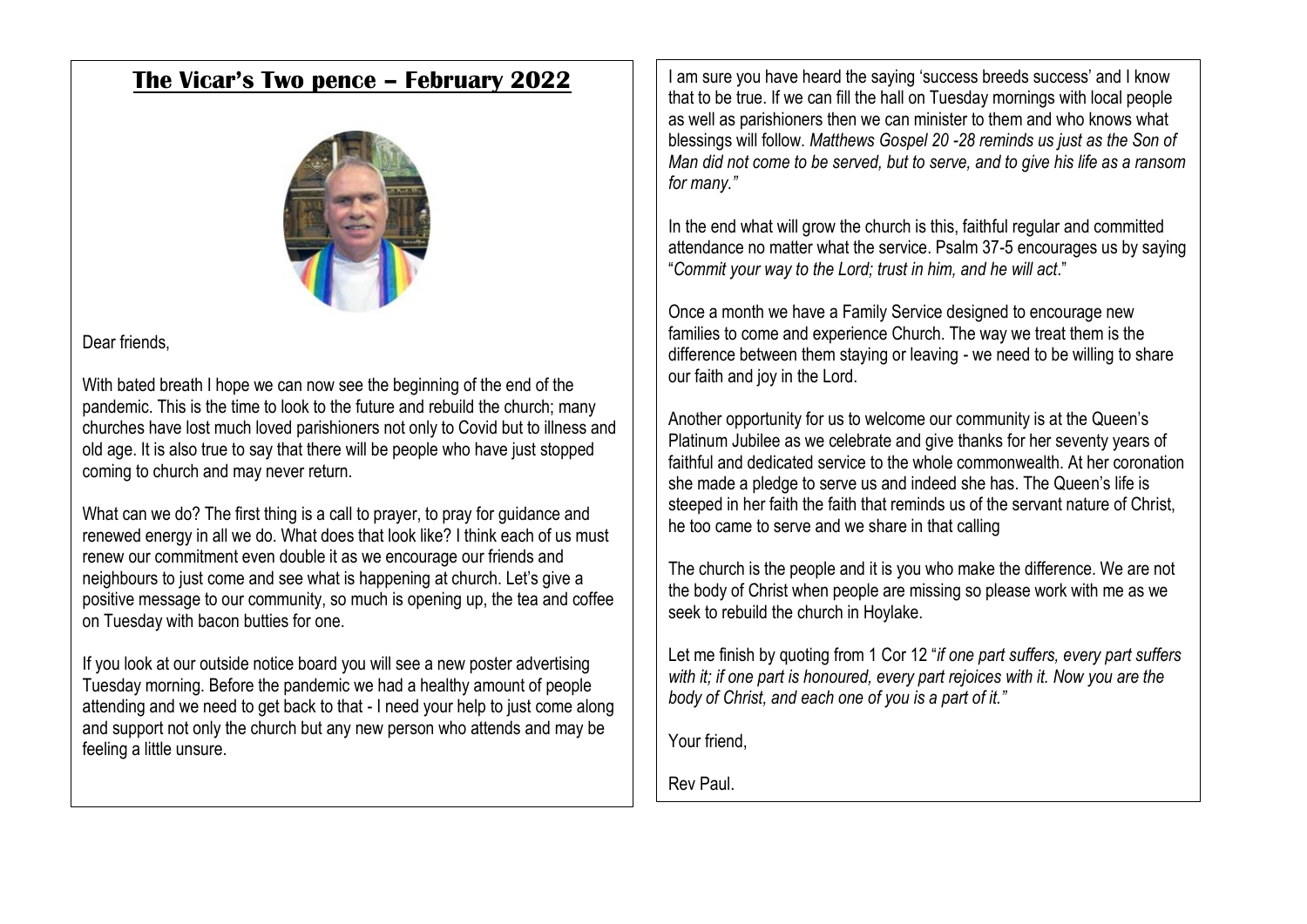# The Vicar's Two pence – February 2022

Dear friends,

With bated breath I hope we can now see the beginning of the end of the pandemic. This is the time to look to the future and rebuild the church; many churches have lost much loved parishioners not only to Covid but to illness and old age. It is also true to say that there will be people who have just stopped coming to church and may never return.

What can we do? The first thing is a call to prayer, to pray for guidance and renewed energy in all we do. What does that look like? I think each of us must renew our commitment even double it as we encourage our friends and neighbours to just come and see what is happening at church. Let's give a positive message to our community, so much is opening up, the tea and coffee on Tuesday with bacon butties for one.

If you look at our outside notice board you will see a new poster advertising Tuesday morning. Before the pandemic we had a healthy amount of people attending and we need to get back to that - I need your help to just come along and support not only the church but any new person who attends and may be feeling a little unsure.

I am sure you have heard the saying 'success breeds success' and I know that to be true. If we can fill the hall on Tuesday mornings with local people as well as parishioners then we can minister to them and who knows what blessings will follow. *Matthews Gospel 20 -28 reminds us just as the Son of Man did not come to be served, but to serve, and to give his life as a ransom for many."*

In the end what will grow the church is this, faithful regular and committed attendance no matter what the service. Psalm 37-5 encourages us by saying "*Commit your way to the Lord; trust in him, and he will act*."

Once a month we have a Family Service designed to encourage new families to come and experience Church. The way we treat them is the difference between them staying or leaving - we need to be willing to share our faith and joy in the Lord.

Another opportunity for us to welcome our community is at the Queen's Platinum Jubilee as we celebrate and give thanks for her seventy years of faithful and dedicated service to the whole commonwealth. At her coronation she made a pledge to serve us and indeed she has. The Queen's life is steeped in her faith the faith that reminds us of the servant nature of Christ, he too came to serve and we share in that calling

The church is the people and it is you who make the difference. We are not the body of Christ when people are missing so please work with me as we seek to rebuild the church in Hoylake.

Let me finish by quoting from 1 Cor 12 "*if one part suffers, every part suffers with it; if one part is honoured, every part rejoices with it. Now you are the body of Christ, and each one of you is a part of it."*

Your friend,

Rev Paul.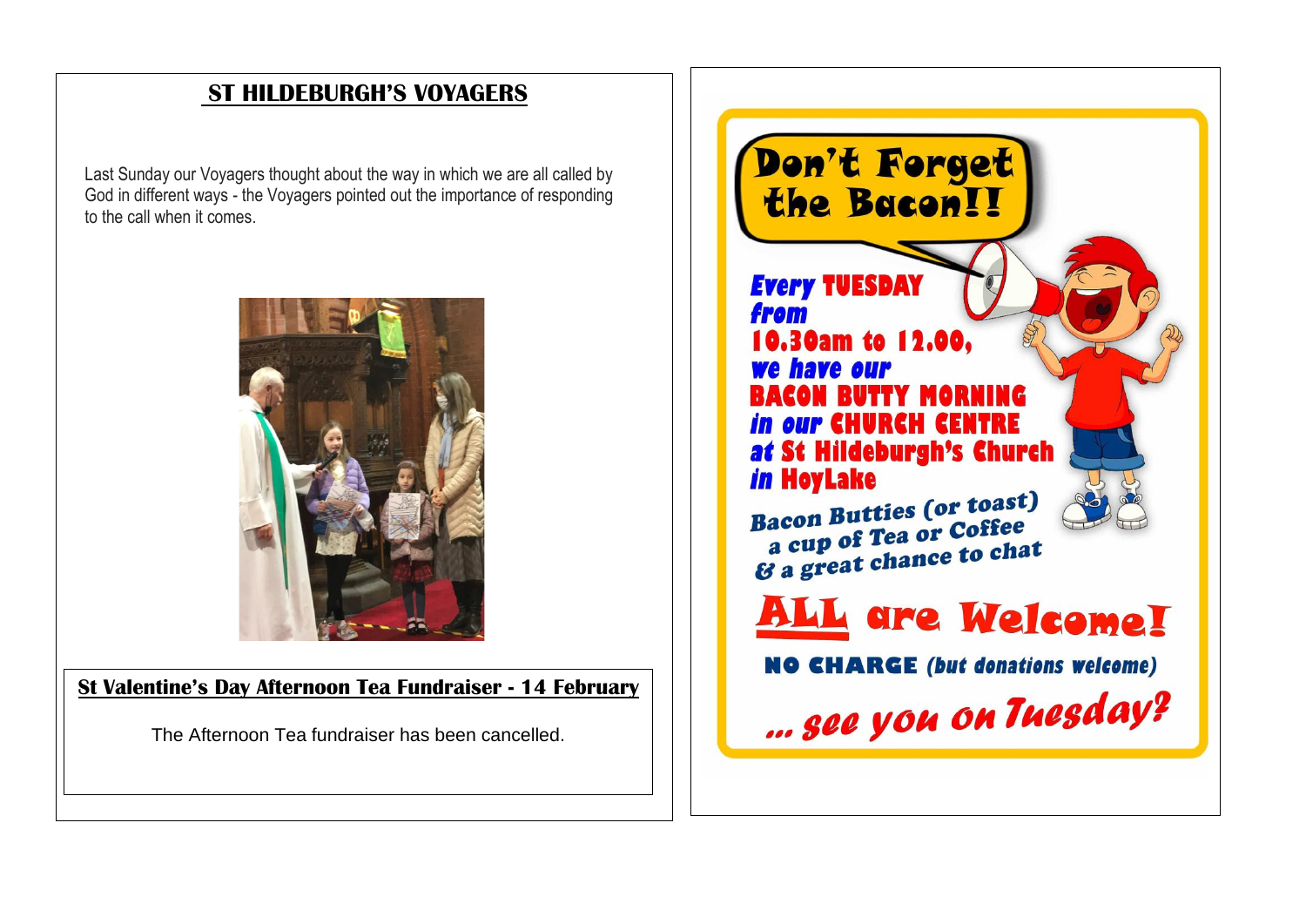## ST HILDEBURGH'S VOYAGERS

Last Sunday our Voyagers thought about the way in which we are all called by God in different ways - the Voyagers pointed out the importance of responding to the call when it comes.

### St Valentine's Day Afternoon Tea Fundraiser - 14 February

The Afternoon Tea fundraiser has been cancelled.

## Don't Forget the Bacon!!

**Every TUESDAY from 10.30am to 12.00, we have our BACON BUTTY MORNING in our CHURCH CENTRE at St Hildeburgh's Church in HoyLake**

Bacon Butties (or toast)
a cup of Tea or Coffee
& a great chance to chat

**ALL are Welcome!**

**NO CHARGE** *(but donations welcome)*

*... see you on Tuesday?*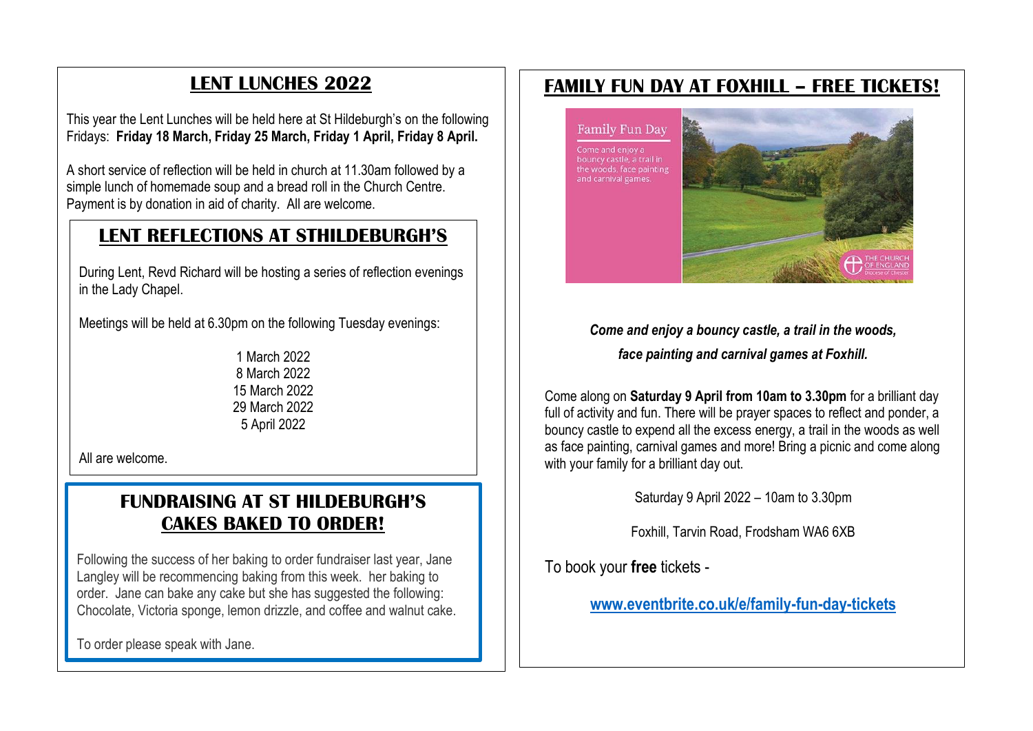## LENT LUNCHES 2022

This year the Lent Lunches will be held here at St Hildeburgh's on the following Fridays: **Friday 18 March, Friday 25 March, Friday 1 April, Friday 8 April.**

A short service of reflection will be held in church at 11.30am followed by a simple lunch of homemade soup and a bread roll in the Church Centre. Payment is by donation in aid of charity. All are welcome.

## LENT REFLECTIONS AT STHILDEBURGH'S

During Lent, Revd Richard will be hosting a series of reflection evenings in the Lady Chapel.

Meetings will be held at 6.30pm on the following Tuesday evenings:

1 March 2022
8 March 2022
15 March 2022
29 March 2022
5 April 2022

All are welcome.

## FUNDRAISING AT ST HILDEBURGH'S CAKES BAKED TO ORDER!

Following the success of her baking to order fundraiser last year, Jane Langley will be recommencing baking from this week. her baking to order. Jane can bake any cake but she has suggested the following: Chocolate, Victoria sponge, lemon drizzle, and coffee and walnut cake.

To order please speak with Jane.

## FAMILY FUN DAY AT FOXHILL – FREE TICKETS!

Family Fun Day

Come and enjoy a bouncy castle, a trail in the woods, face painting and carnival games.

THE CHURCH OF ENGLAND Diocese of Chester

***Come and enjoy a bouncy castle, a trail in the woods, face painting and carnival games at Foxhill.***

Come along on **Saturday 9 April from 10am to 3.30pm** for a brilliant day full of activity and fun. There will be prayer spaces to reflect and ponder, a bouncy castle to expend all the excess energy, a trail in the woods as well as face painting, carnival games and more! Bring a picnic and come along with your family for a brilliant day out.

Saturday 9 April 2022 – 10am to 3.30pm

Foxhill, Tarvin Road, Frodsham WA6 6XB

To book your **free** tickets -

www.eventbrite.co.uk/e/family-fun-day-tickets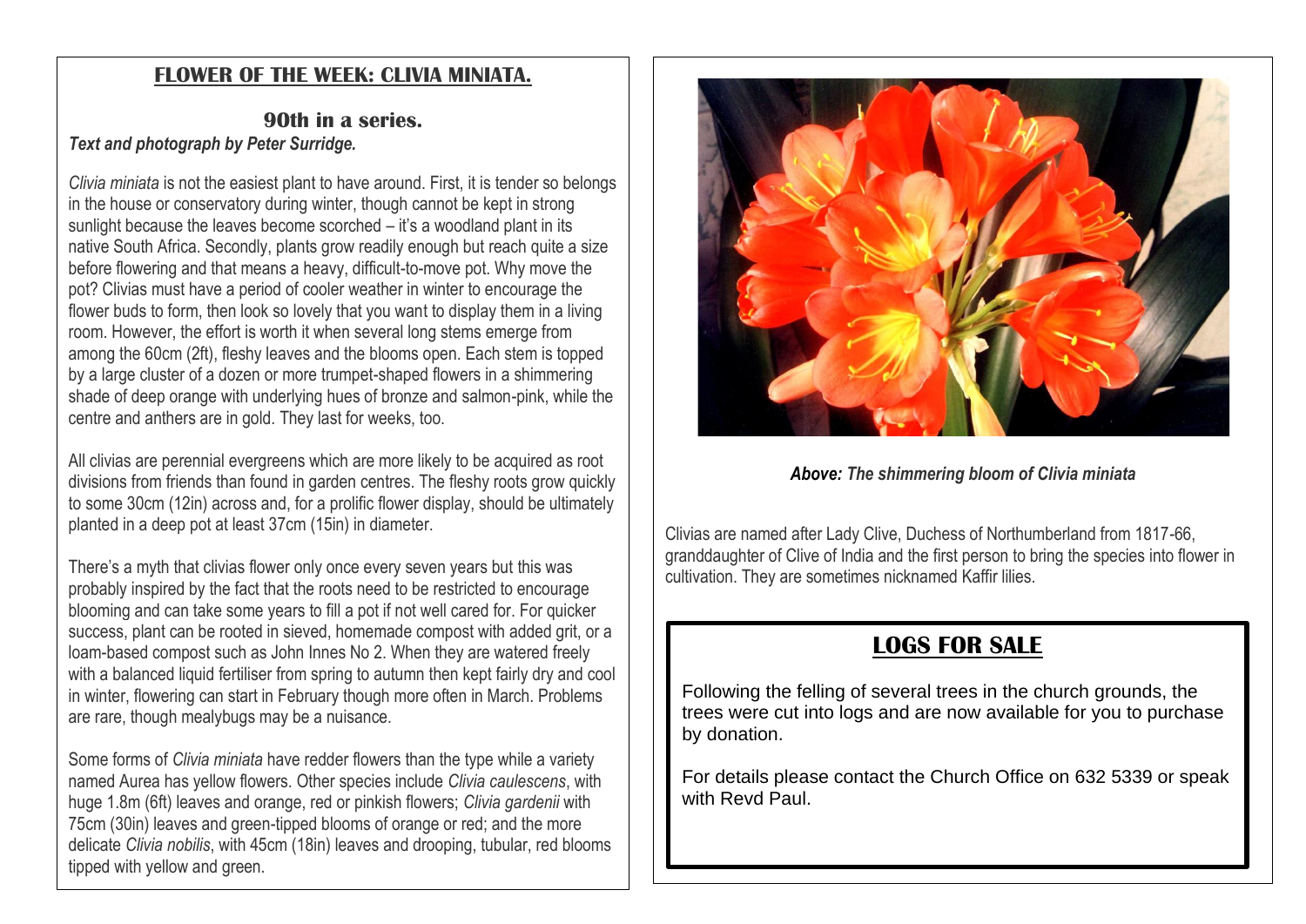## FLOWER OF THE WEEK: CLIVIA MINIATA.

### 90th in a series.

***Text and photograph by Peter Surridge.***

*Clivia miniata* is not the easiest plant to have around. First, it is tender so belongs in the house or conservatory during winter, though cannot be kept in strong sunlight because the leaves become scorched – it's a woodland plant in its native South Africa. Secondly, plants grow readily enough but reach quite a size before flowering and that means a heavy, difficult-to-move pot. Why move the pot? Clivias must have a period of cooler weather in winter to encourage the flower buds to form, then look so lovely that you want to display them in a living room. However, the effort is worth it when several long stems emerge from among the 60cm (2ft), fleshy leaves and the blooms open. Each stem is topped by a large cluster of a dozen or more trumpet-shaped flowers in a shimmering shade of deep orange with underlying hues of bronze and salmon-pink, while the centre and anthers are in gold. They last for weeks, too.

All clivias are perennial evergreens which are more likely to be acquired as root divisions from friends than found in garden centres. The fleshy roots grow quickly to some 30cm (12in) across and, for a prolific flower display, should be ultimately planted in a deep pot at least 37cm (15in) in diameter.

There's a myth that clivias flower only once every seven years but this was probably inspired by the fact that the roots need to be restricted to encourage blooming and can take some years to fill a pot if not well cared for. For quicker success, plant can be rooted in sieved, homemade compost with added grit, or a loam-based compost such as John Innes No 2. When they are watered freely with a balanced liquid fertiliser from spring to autumn then kept fairly dry and cool in winter, flowering can start in February though more often in March. Problems are rare, though mealybugs may be a nuisance.

Some forms of *Clivia miniata* have redder flowers than the type while a variety named Aurea has yellow flowers. Other species include *Clivia caulescens*, with huge 1.8m (6ft) leaves and orange, red or pinkish flowers; *Clivia gardenii* with 75cm (30in) leaves and green-tipped blooms of orange or red; and the more delicate *Clivia nobilis*, with 45cm (18in) leaves and drooping, tubular, red blooms tipped with yellow and green.

***Above:* *The shimmering bloom of Clivia miniata***

Clivias are named after Lady Clive, Duchess of Northumberland from 1817-66, granddaughter of Clive of India and the first person to bring the species into flower in cultivation. They are sometimes nicknamed Kaffir lilies.

## LOGS FOR SALE

Following the felling of several trees in the church grounds, the trees were cut into logs and are now available for you to purchase by donation.

For details please contact the Church Office on 632 5339 or speak with Revd Paul.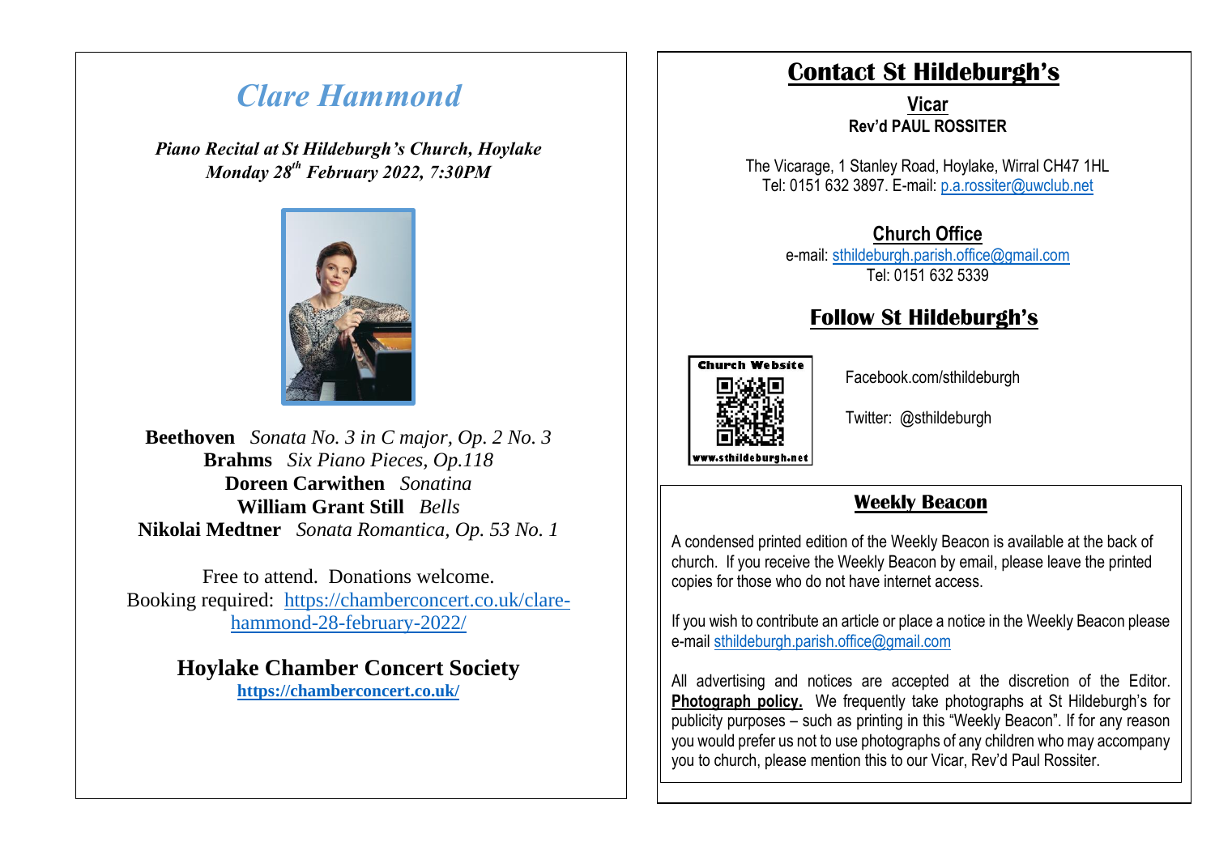# *Clare Hammond*

***Piano Recital at St Hildeburgh's Church, Hoylake***
***Monday 28th February 2022, 7:30PM***

**Beethoven** *Sonata No. 3 in C major, Op. 2 No. 3*
**Brahms** *Six Piano Pieces, Op.118*
**Doreen Carwithen** *Sonatina*
**William Grant Still** *Bells*
**Nikolai Medtner** *Sonata Romantica, Op. 53 No. 1*

Free to attend. Donations welcome.
Booking required: https://chamberconcert.co.uk/clare-hammond-28-february-2022/

**Hoylake Chamber Concert Society**
**https://chamberconcert.co.uk/**

# Contact St Hildeburgh's

**Vicar**
**Rev'd PAUL ROSSITER**

The Vicarage, 1 Stanley Road, Hoylake, Wirral CH47 1HL
Tel: 0151 632 3897. E-mail: p.a.rossiter@uwclub.net

**Church Office**
e-mail: sthildeburgh.parish.office@gmail.com
Tel: 0151 632 5339

## Follow St Hildeburgh's

Church Website
www.sthildeburgh.net

Facebook.com/sthildeburgh

Twitter: @sthildeburgh

### Weekly Beacon

A condensed printed edition of the Weekly Beacon is available at the back of church. If you receive the Weekly Beacon by email, please leave the printed copies for those who do not have internet access.

If you wish to contribute an article or place a notice in the Weekly Beacon please e-mail sthildeburgh.parish.office@gmail.com

All advertising and notices are accepted at the discretion of the Editor. **Photograph policy.** We frequently take photographs at St Hildeburgh's for publicity purposes – such as printing in this "Weekly Beacon". If for any reason you would prefer us not to use photographs of any children who may accompany you to church, please mention this to our Vicar, Rev'd Paul Rossiter.